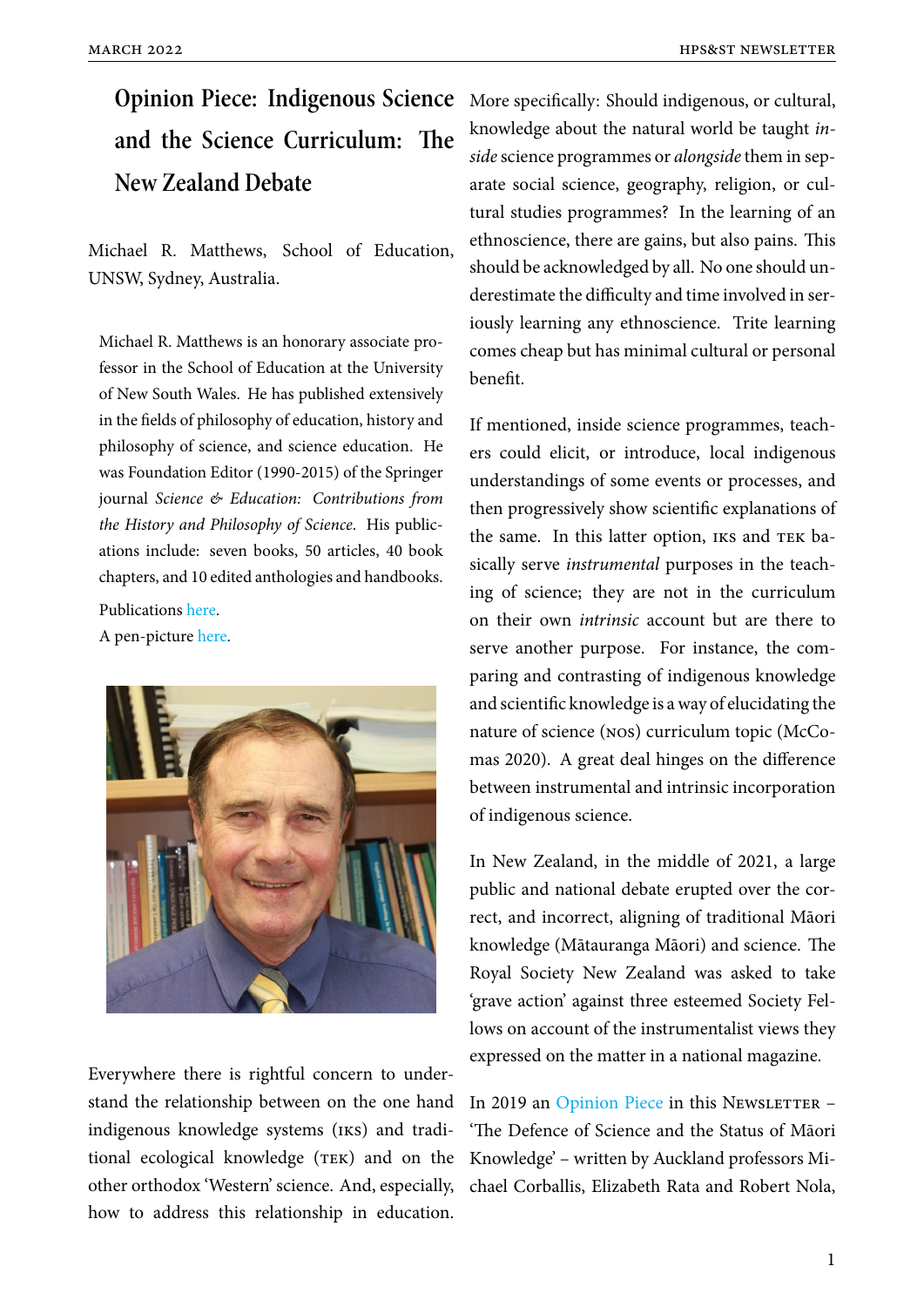# Opinion Piece: Indigenous Science and the Science Curriculum: The New Zealand Debate

Michael R. Matthews, School of Education, UNSW, Sydney, Australia.

Michael R. Matthews is an honorary associate professor in the School of Education at the University of New South Wales. He has published extensively in the fields of philosophy of education, history and philosophy of science, and science education. He was Foundation Editor (1990-2015) of the Springer journal *Science & Education: Contributions from the History and Philosophy of Science*. His publications include: seven books, 50 articles, 40 book chapters, and 10 edited anthologies and handbooks.

Publications here.
A pen-picture here.

Everywhere there is rightful concern to understand the relationship between on the one hand indigenous knowledge systems (IKS) and traditional ecological knowledge (TEK) and on the other orthodox 'Western' science. And, especially, how to address this relationship in education. More specifically: Should indigenous, or cultural, knowledge about the natural world be taught *inside* science programmes or *alongside* them in separate social science, geography, religion, or cultural studies programmes? In the learning of an ethnoscience, there are gains, but also pains. This should be acknowledged by all. No one should underestimate the difficulty and time involved in seriously learning any ethnoscience. Trite learning comes cheap but has minimal cultural or personal benefit.

If mentioned, inside science programmes, teachers could elicit, or introduce, local indigenous understandings of some events or processes, and then progressively show scientific explanations of the same. In this latter option, IKS and TEK basically serve *instrumental* purposes in the teaching of science; they are not in the curriculum on their own *intrinsic* account but are there to serve another purpose. For instance, the comparing and contrasting of indigenous knowledge and scientific knowledge is a way of elucidating the nature of science (NOS) curriculum topic (McComas 2020). A great deal hinges on the difference between instrumental and intrinsic incorporation of indigenous science.

In New Zealand, in the middle of 2021, a large public and national debate erupted over the correct, and incorrect, aligning of traditional Māori knowledge (Mātauranga Māori) and science. The Royal Society New Zealand was asked to take 'grave action' against three esteemed Society Fellows on account of the instrumentalist views they expressed on the matter in a national magazine.

In 2019 an Opinion Piece in this Newsletter – 'The Defence of Science and the Status of Māori Knowledge' – written by Auckland professors Michael Corballis, Elizabeth Rata and Robert Nola,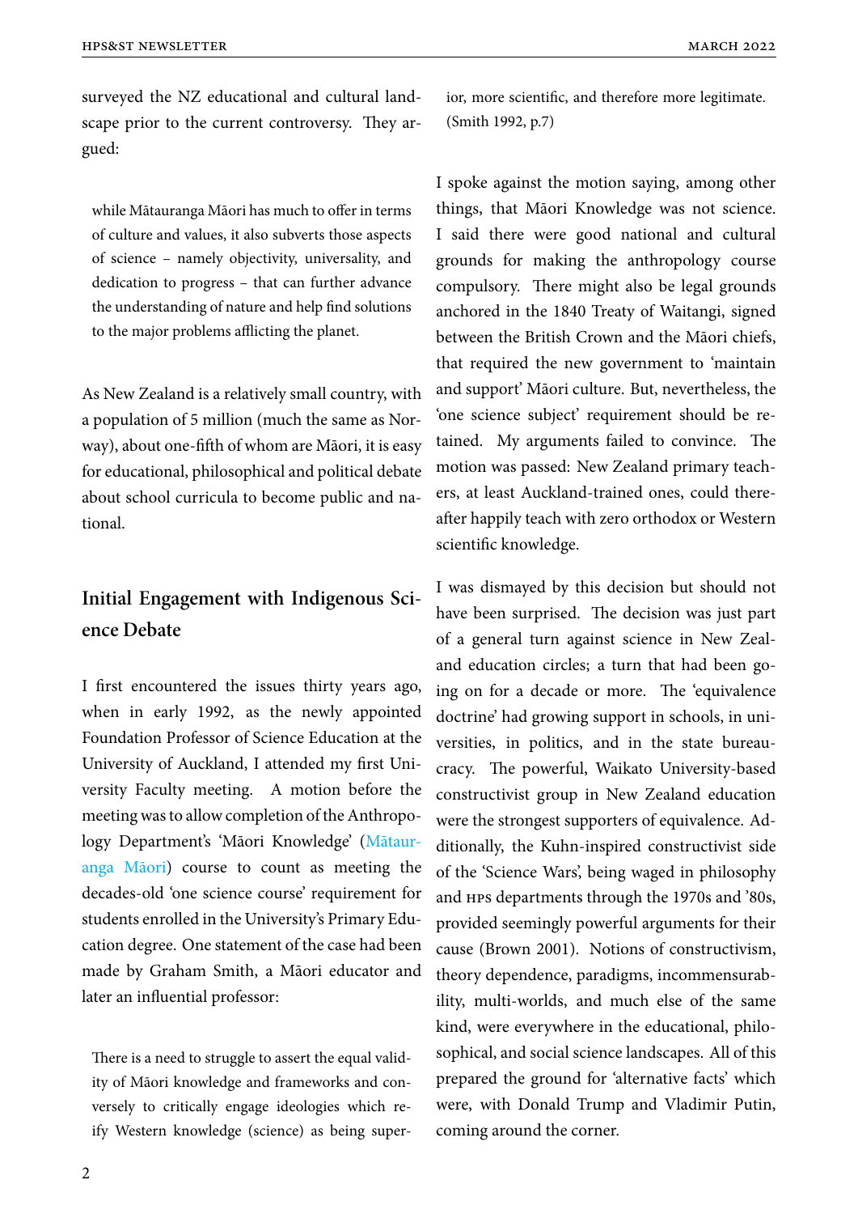surveyed the NZ educational and cultural landscape prior to the current controversy. They argued:

> while Mātauranga Māori has much to offer in terms of culture and values, it also subverts those aspects of science – namely objectivity, universality, and dedication to progress – that can further advance the understanding of nature and help find solutions to the major problems afflicting the planet.

As New Zealand is a relatively small country, with a population of 5 million (much the same as Norway), about one-fifth of whom are Māori, it is easy for educational, philosophical and political debate about school curricula to become public and national.

## Initial Engagement with Indigenous Science Debate

I first encountered the issues thirty years ago, when in early 1992, as the newly appointed Foundation Professor of Science Education at the University of Auckland, I attended my first University Faculty meeting. A motion before the meeting was to allow completion of the Anthropology Department's 'Māori Knowledge' (Mātauranga Māori) course to count as meeting the decades-old 'one science course' requirement for students enrolled in the University's Primary Education degree. One statement of the case had been made by Graham Smith, a Māori educator and later an influential professor:

> There is a need to struggle to assert the equal validity of Māori knowledge and frameworks and conversely to critically engage ideologies which reify Western knowledge (science) as being superior, more scientific, and therefore more legitimate. (Smith 1992, p.7)

I spoke against the motion saying, among other things, that Māori Knowledge was not science. I said there were good national and cultural grounds for making the anthropology course compulsory. There might also be legal grounds anchored in the 1840 Treaty of Waitangi, signed between the British Crown and the Māori chiefs, that required the new government to 'maintain and support' Māori culture. But, nevertheless, the 'one science subject' requirement should be retained. My arguments failed to convince. The motion was passed: New Zealand primary teachers, at least Auckland-trained ones, could thereafter happily teach with zero orthodox or Western scientific knowledge.

I was dismayed by this decision but should not have been surprised. The decision was just part of a general turn against science in New Zealand education circles; a turn that had been going on for a decade or more. The 'equivalence doctrine' had growing support in schools, in universities, in politics, and in the state bureaucracy. The powerful, Waikato University-based constructivist group in New Zealand education were the strongest supporters of equivalence. Additionally, the Kuhn-inspired constructivist side of the 'Science Wars', being waged in philosophy and HPS departments through the 1970s and '80s, provided seemingly powerful arguments for their cause (Brown 2001). Notions of constructivism, theory dependence, paradigms, incommensurability, multi-worlds, and much else of the same kind, were everywhere in the educational, philosophical, and social science landscapes. All of this prepared the ground for 'alternative facts' which were, with Donald Trump and Vladimir Putin, coming around the corner.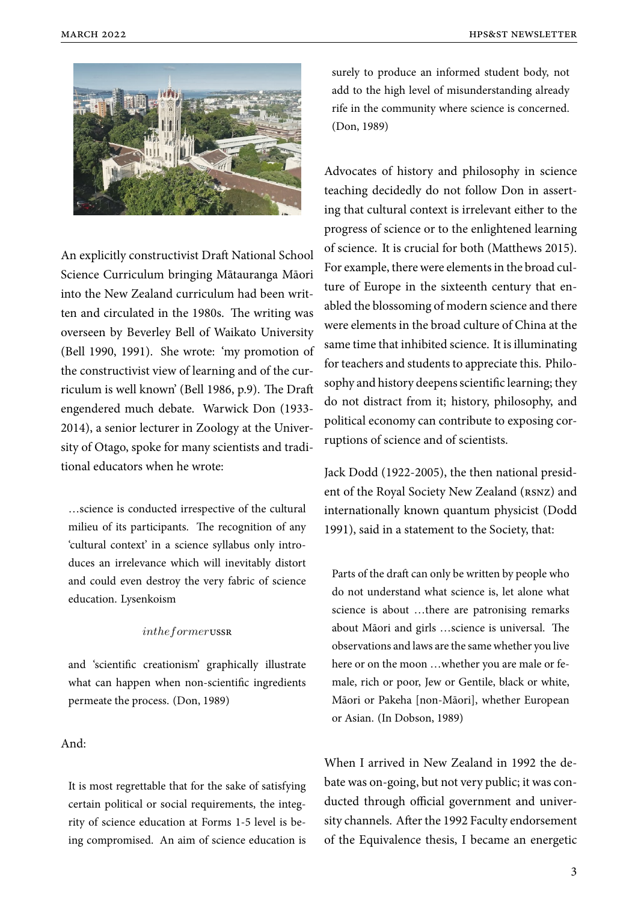An explicitly constructivist Draft National School Science Curriculum bringing Mātauranga Māori into the New Zealand curriculum had been written and circulated in the 1980s. The writing was overseen by Beverley Bell of Waikato University (Bell 1990, 1991). She wrote: 'my promotion of the constructivist view of learning and of the curriculum is well known' (Bell 1986, p.9). The Draft engendered much debate. Warwick Don (1933-2014), a senior lecturer in Zoology at the University of Otago, spoke for many scientists and traditional educators when he wrote:

> …science is conducted irrespective of the cultural milieu of its participants. The recognition of any 'cultural context' in a science syllabus only introduces an irrelevance which will inevitably distort and could even destroy the very fabric of science education. Lysenkoism
>
> $in the former$ USSR
>
> and 'scientific creationism' graphically illustrate what can happen when non-scientific ingredients permeate the process. (Don, 1989)

And:

> It is most regrettable that for the sake of satisfying certain political or social requirements, the integrity of science education at Forms 1-5 level is being compromised. An aim of science education is surely to produce an informed student body, not add to the high level of misunderstanding already rife in the community where science is concerned. (Don, 1989)

Advocates of history and philosophy in science teaching decidedly do not follow Don in asserting that cultural context is irrelevant either to the progress of science or to the enlightened learning of science. It is crucial for both (Matthews 2015). For example, there were elements in the broad culture of Europe in the sixteenth century that enabled the blossoming of modern science and there were elements in the broad culture of China at the same time that inhibited science. It is illuminating for teachers and students to appreciate this. Philosophy and history deepens scientific learning; they do not distract from it; history, philosophy, and political economy can contribute to exposing corruptions of science and of scientists.

Jack Dodd (1922-2005), the then national president of the Royal Society New Zealand (RSNZ) and internationally known quantum physicist (Dodd 1991), said in a statement to the Society, that:

> Parts of the draft can only be written by people who do not understand what science is, let alone what science is about …there are patronising remarks about Māori and girls …science is universal. The observations and laws are the same whether you live here or on the moon …whether you are male or female, rich or poor, Jew or Gentile, black or white, Māori or Pakeha [non-Māori], whether European or Asian. (In Dobson, 1989)

When I arrived in New Zealand in 1992 the debate was on-going, but not very public; it was conducted through official government and university channels. After the 1992 Faculty endorsement of the Equivalence thesis, I became an energetic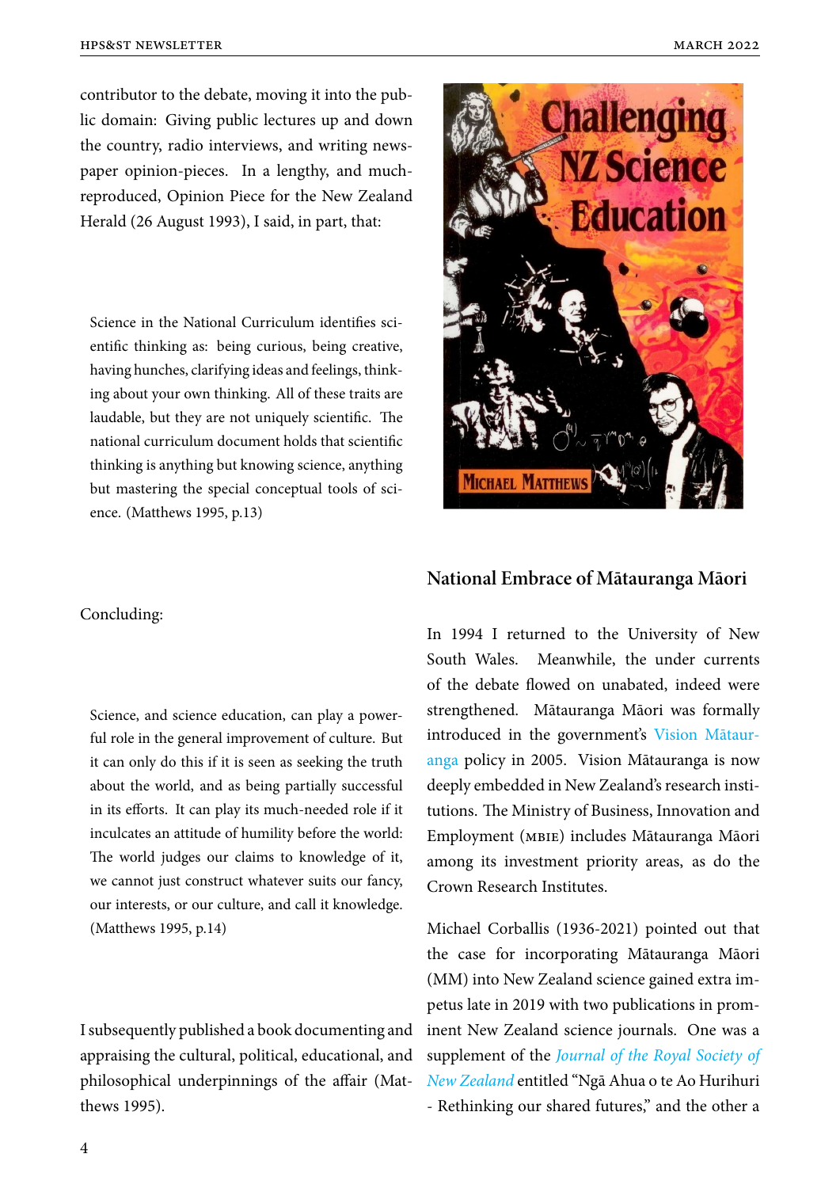contributor to the debate, moving it into the public domain: Giving public lectures up and down the country, radio interviews, and writing newspaper opinion-pieces. In a lengthy, and much-reproduced, Opinion Piece for the New Zealand Herald (26 August 1993), I said, in part, that:

> Science in the National Curriculum identifies scientific thinking as: being curious, being creative, having hunches, clarifying ideas and feelings, thinking about your own thinking. All of these traits are laudable, but they are not uniquely scientific. The national curriculum document holds that scientific thinking is anything but knowing science, anything but mastering the special conceptual tools of science. (Matthews 1995, p.13)

Concluding:

> Science, and science education, can play a powerful role in the general improvement of culture. But it can only do this if it is seen as seeking the truth about the world, and as being partially successful in its efforts. It can play its much-needed role if it inculcates an attitude of humility before the world: The world judges our claims to knowledge of it, we cannot just construct whatever suits our fancy, our interests, or our culture, and call it knowledge. (Matthews 1995, p.14)

I subsequently published a book documenting and appraising the cultural, political, educational, and philosophical underpinnings of the affair (Matthews 1995).

## National Embrace of Mātauranga Māori

In 1994 I returned to the University of New South Wales. Meanwhile, the under currents of the debate flowed on unabated, indeed were strengthened. Mātauranga Māori was formally introduced in the government's Vision Mātauranga policy in 2005. Vision Mātauranga is now deeply embedded in New Zealand's research institutions. The Ministry of Business, Innovation and Employment (MBIE) includes Mātauranga Māori among its investment priority areas, as do the Crown Research Institutes.

Michael Corballis (1936-2021) pointed out that the case for incorporating Mātauranga Māori (MM) into New Zealand science gained extra impetus late in 2019 with two publications in prominent New Zealand science journals. One was a supplement of the *Journal of the Royal Society of New Zealand* entitled "Ngā Ahua o te Ao Hurihuri - Rethinking our shared futures," and the other a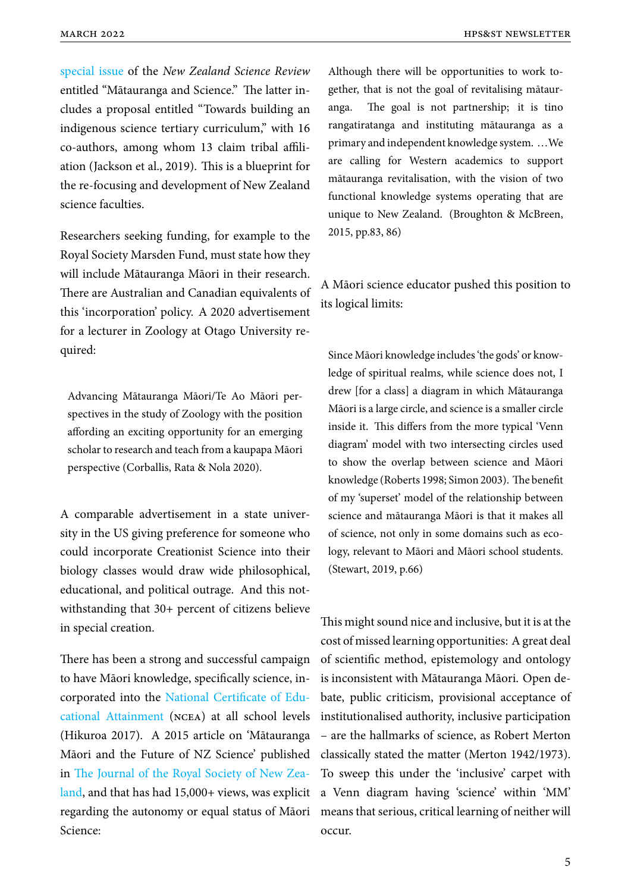special issue of the *New Zealand Science Review* entitled "Mātauranga and Science." The latter includes a proposal entitled "Towards building an indigenous science tertiary curriculum," with 16 co-authors, among whom 13 claim tribal affiliation (Jackson et al., 2019). This is a blueprint for the re-focusing and development of New Zealand science faculties.

Researchers seeking funding, for example to the Royal Society Marsden Fund, must state how they will include Mātauranga Māori in their research. There are Australian and Canadian equivalents of this 'incorporation' policy. A 2020 advertisement for a lecturer in Zoology at Otago University required:

> Advancing Mātauranga Māori/Te Ao Māori perspectives in the study of Zoology with the position affording an exciting opportunity for an emerging scholar to research and teach from a kaupapa Māori perspective (Corballis, Rata & Nola 2020).

A comparable advertisement in a state university in the US giving preference for someone who could incorporate Creationist Science into their biology classes would draw wide philosophical, educational, and political outrage. And this notwithstanding that 30+ percent of citizens believe in special creation.

There has been a strong and successful campaign to have Māori knowledge, specifically science, incorporated into the National Certificate of Educational Attainment (NCEA) at all school levels (Hikuroa 2017). A 2015 article on 'Mātauranga Māori and the Future of NZ Science' published in The Journal of the Royal Society of New Zealand, and that has had 15,000+ views, was explicit regarding the autonomy or equal status of Māori Science:

> Although there will be opportunities to work together, that is not the goal of revitalising mātauranga. The goal is not partnership; it is tino rangatiratanga and instituting mātauranga as a primary and independent knowledge system. …We are calling for Western academics to support mātauranga revitalisation, with the vision of two functional knowledge systems operating that are unique to New Zealand. (Broughton & McBreen, 2015, pp.83, 86)

A Māori science educator pushed this position to its logical limits:

> Since Māori knowledge includes 'the gods' or knowledge of spiritual realms, while science does not, I drew [for a class] a diagram in which Mātauranga Māori is a large circle, and science is a smaller circle inside it. This differs from the more typical 'Venn diagram' model with two intersecting circles used to show the overlap between science and Māori knowledge (Roberts 1998; Simon 2003). The benefit of my 'superset' model of the relationship between science and mātauranga Māori is that it makes all of science, not only in some domains such as ecology, relevant to Māori and Māori school students. (Stewart, 2019, p.66)

This might sound nice and inclusive, but it is at the cost of missed learning opportunities: A great deal of scientific method, epistemology and ontology is inconsistent with Mātauranga Māori. Open debate, public criticism, provisional acceptance of institutionalised authority, inclusive participation – are the hallmarks of science, as Robert Merton classically stated the matter (Merton 1942/1973). To sweep this under the 'inclusive' carpet with a Venn diagram having 'science' within 'MM' means that serious, critical learning of neither will occur.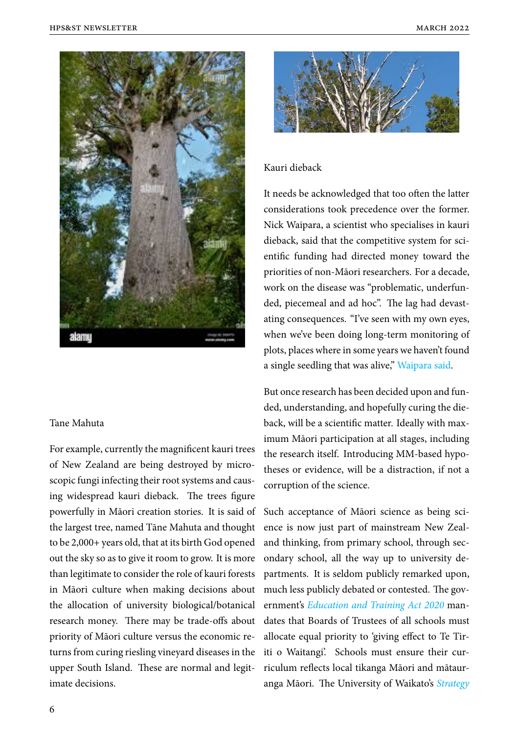Tane Mahuta

For example, currently the magnificent kauri trees of New Zealand are being destroyed by microscopic fungi infecting their root systems and causing widespread kauri dieback. The trees figure powerfully in Māori creation stories. It is said of the largest tree, named Tāne Mahuta and thought to be 2,000+ years old, that at its birth God opened out the sky so as to give it room to grow. It is more than legitimate to consider the role of kauri forests in Māori culture when making decisions about the allocation of university biological/botanical research money. There may be trade-offs about priority of Māori culture versus the economic returns from curing riesling vineyard diseases in the upper South Island. These are normal and legitimate decisions.

Kauri dieback

It needs be acknowledged that too often the latter considerations took precedence over the former. Nick Waipara, a scientist who specialises in kauri dieback, said that the competitive system for scientific funding had directed money toward the priorities of non-Māori researchers. For a decade, work on the disease was "problematic, underfunded, piecemeal and ad hoc". The lag had devastating consequences. "I've seen with my own eyes, when we've been doing long-term monitoring of plots, places where in some years we haven't found a single seedling that was alive," Waipara said.

But once research has been decided upon and funded, understanding, and hopefully curing the dieback, will be a scientific matter. Ideally with maximum Māori participation at all stages, including the research itself. Introducing MM-based hypotheses or evidence, will be a distraction, if not a corruption of the science.

Such acceptance of Māori science as being science is now just part of mainstream New Zealand thinking, from primary school, through secondary school, all the way up to university departments. It is seldom publicly remarked upon, much less publicly debated or contested. The government's *Education and Training Act 2020* mandates that Boards of Trustees of all schools must allocate equal priority to 'giving effect to Te Tiriti o Waitangi'. Schools must ensure their curriculum reflects local tikanga Māori and mātauranga Māori. The University of Waikato's *Strategy*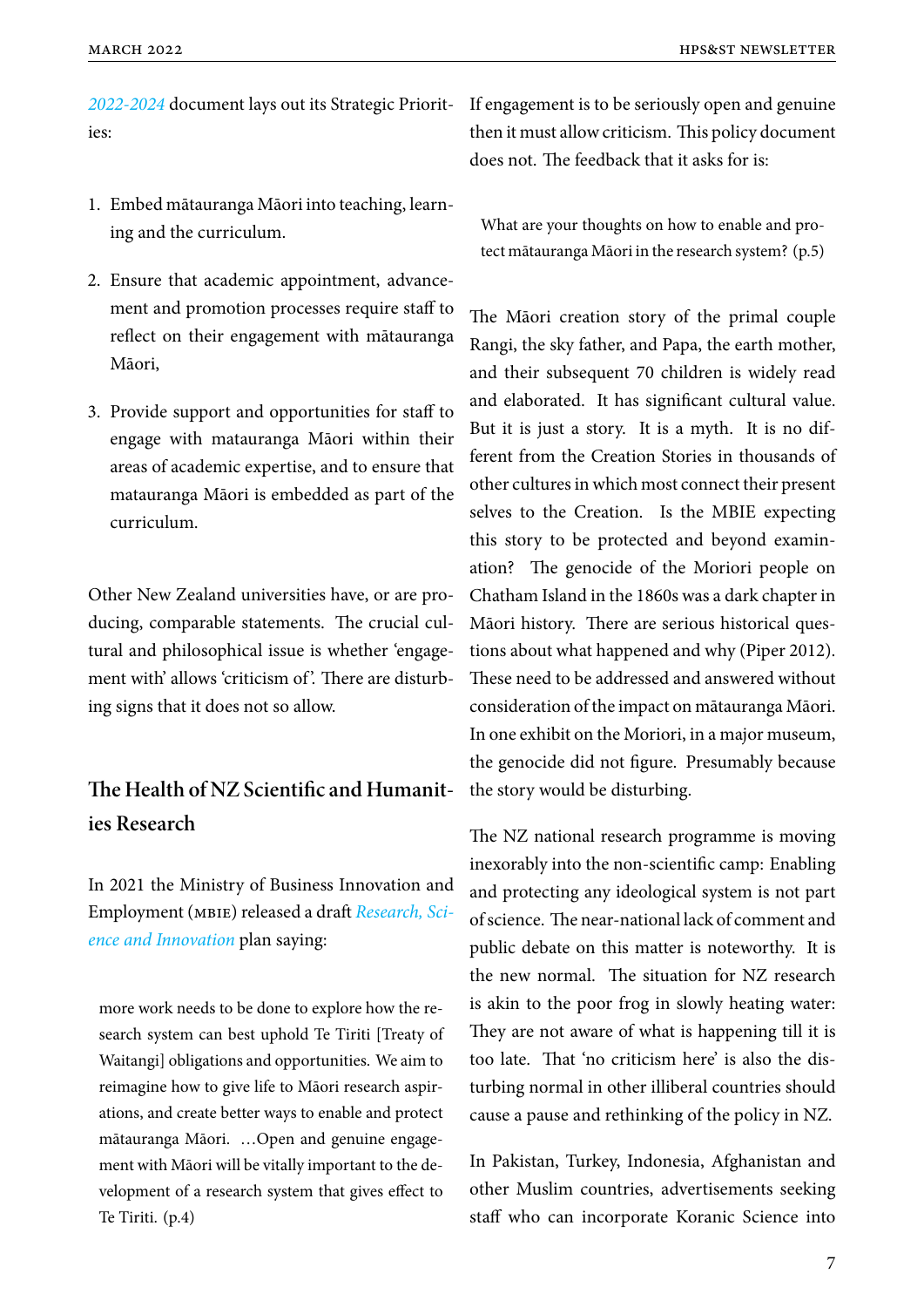*2022-2024* document lays out its Strategic Priorities:

1. Embed mātauranga Māori into teaching, learning and the curriculum.
2. Ensure that academic appointment, advancement and promotion processes require staff to reflect on their engagement with mātauranga Māori,
3. Provide support and opportunities for staff to engage with matauranga Māori within their areas of academic expertise, and to ensure that matauranga Māori is embedded as part of the curriculum.

Other New Zealand universities have, or are producing, comparable statements. The crucial cultural and philosophical issue is whether 'engagement with' allows 'criticism of'. There are disturbing signs that it does not so allow.

## The Health of NZ Scientific and Humanities Research

In 2021 the Ministry of Business Innovation and Employment (MBIE) released a draft *Research, Science and Innovation* plan saying:

> more work needs to be done to explore how the research system can best uphold Te Tiriti [Treaty of Waitangi] obligations and opportunities. We aim to reimagine how to give life to Māori research aspirations, and create better ways to enable and protect mātauranga Māori. …Open and genuine engagement with Māori will be vitally important to the development of a research system that gives effect to Te Tiriti. (p.4)

If engagement is to be seriously open and genuine then it must allow criticism. This policy document does not. The feedback that it asks for is:

> What are your thoughts on how to enable and protect mātauranga Māori in the research system? (p.5)

The Māori creation story of the primal couple Rangi, the sky father, and Papa, the earth mother, and their subsequent 70 children is widely read and elaborated. It has significant cultural value. But it is just a story. It is a myth. It is no different from the Creation Stories in thousands of other cultures in which most connect their present selves to the Creation. Is the MBIE expecting this story to be protected and beyond examination? The genocide of the Moriori people on Chatham Island in the 1860s was a dark chapter in Māori history. There are serious historical questions about what happened and why (Piper 2012). These need to be addressed and answered without consideration of the impact on mātauranga Māori. In one exhibit on the Moriori, in a major museum, the genocide did not figure. Presumably because the story would be disturbing.

The NZ national research programme is moving inexorably into the non-scientific camp: Enabling and protecting any ideological system is not part of science. The near-national lack of comment and public debate on this matter is noteworthy. It is the new normal. The situation for NZ research is akin to the poor frog in slowly heating water: They are not aware of what is happening till it is too late. That 'no criticism here' is also the disturbing normal in other illiberal countries should cause a pause and rethinking of the policy in NZ.

In Pakistan, Turkey, Indonesia, Afghanistan and other Muslim countries, advertisements seeking staff who can incorporate Koranic Science into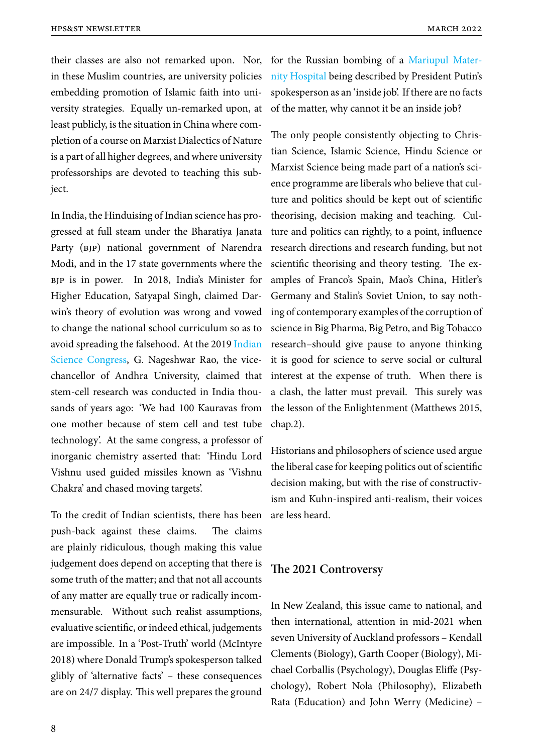their classes are also not remarked upon. Nor, in these Muslim countries, are university policies embedding promotion of Islamic faith into university strategies. Equally un-remarked upon, at least publicly, is the situation in China where completion of a course on Marxist Dialectics of Nature is a part of all higher degrees, and where university professorships are devoted to teaching this subject.

In India, the Hinduising of Indian science has progressed at full steam under the Bharatiya Janata Party (BJP) national government of Narendra Modi, and in the 17 state governments where the BJP is in power. In 2018, India's Minister for Higher Education, Satyapal Singh, claimed Darwin's theory of evolution was wrong and vowed to change the national school curriculum so as to avoid spreading the falsehood. At the 2019 Indian Science Congress, G. Nageshwar Rao, the vice-chancellor of Andhra University, claimed that stem-cell research was conducted in India thousands of years ago: 'We had 100 Kauravas from one mother because of stem cell and test tube technology'. At the same congress, a professor of inorganic chemistry asserted that: 'Hindu Lord Vishnu used guided missiles known as 'Vishnu Chakra' and chased moving targets'.

To the credit of Indian scientists, there has been push-back against these claims. The claims are plainly ridiculous, though making this value judgement does depend on accepting that there is some truth of the matter; and that not all accounts of any matter are equally true or radically incommensurable. Without such realist assumptions, evaluative scientific, or indeed ethical, judgements are impossible. In a 'Post-Truth' world (McIntyre 2018) where Donald Trump's spokesperson talked glibly of 'alternative facts' – these consequences are on 24/7 display. This well prepares the ground for the Russian bombing of a Mariupul Maternity Hospital being described by President Putin's spokesperson as an 'inside job'. If there are no facts of the matter, why cannot it be an inside job?

The only people consistently objecting to Christian Science, Islamic Science, Hindu Science or Marxist Science being made part of a nation's science programme are liberals who believe that culture and politics should be kept out of scientific theorising, decision making and teaching. Culture and politics can rightly, to a point, influence research directions and research funding, but not scientific theorising and theory testing. The examples of Franco's Spain, Mao's China, Hitler's Germany and Stalin's Soviet Union, to say nothing of contemporary examples of the corruption of science in Big Pharma, Big Petro, and Big Tobacco research–should give pause to anyone thinking it is good for science to serve social or cultural interest at the expense of truth. When there is a clash, the latter must prevail. This surely was the lesson of the Enlightenment (Matthews 2015, chap.2).

Historians and philosophers of science used argue the liberal case for keeping politics out of scientific decision making, but with the rise of constructivism and Kuhn-inspired anti-realism, their voices are less heard.

## The 2021 Controversy

In New Zealand, this issue came to national, and then international, attention in mid-2021 when seven University of Auckland professors – Kendall Clements (Biology), Garth Cooper (Biology), Michael Corballis (Psychology), Douglas Eliffe (Psychology), Robert Nola (Philosophy), Elizabeth Rata (Education) and John Werry (Medicine) –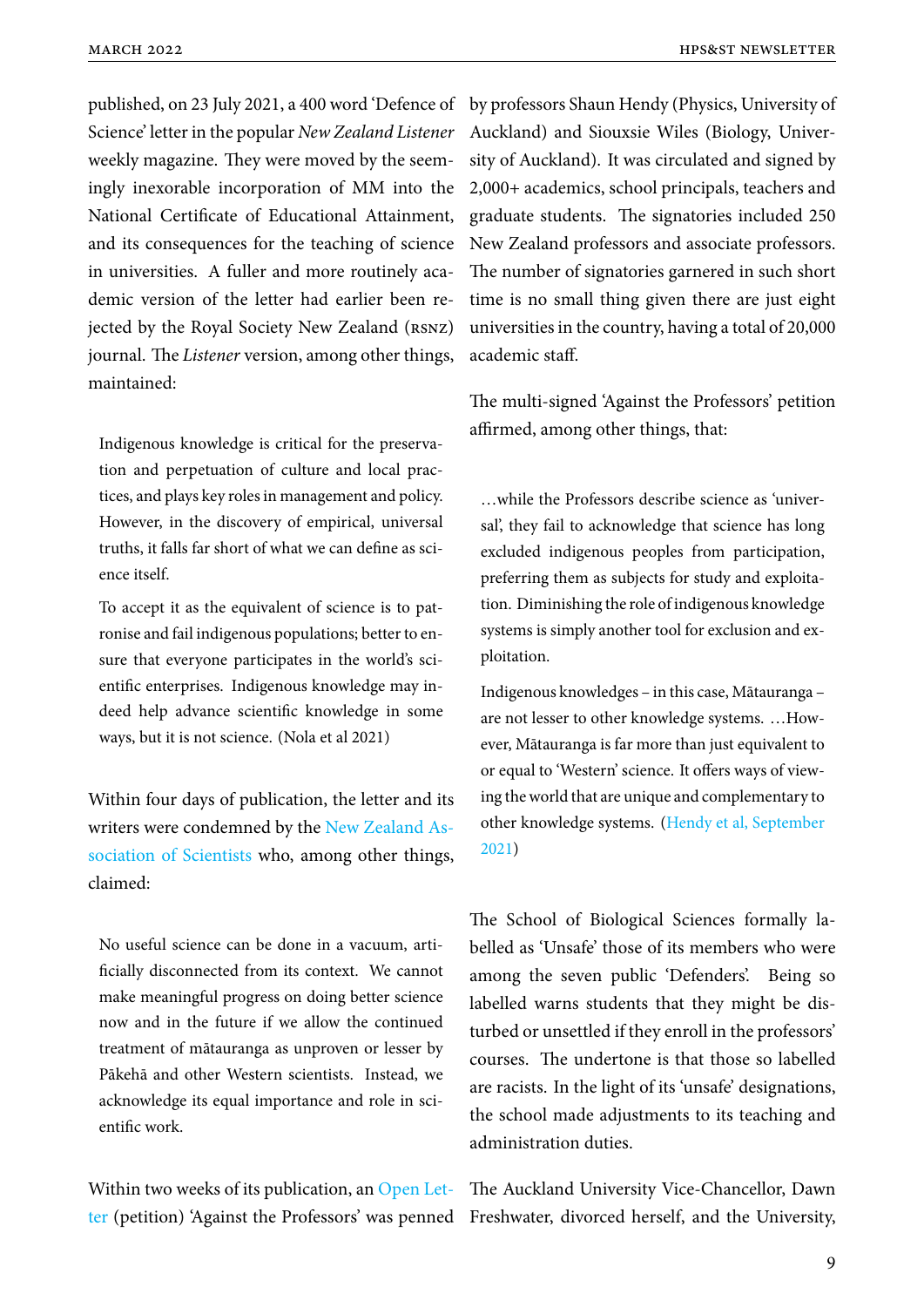published, on 23 July 2021, a 400 word 'Defence of Science' letter in the popular *New Zealand Listener* weekly magazine. They were moved by the seemingly inexorable incorporation of MM into the National Certificate of Educational Attainment, and its consequences for the teaching of science in universities. A fuller and more routinely academic version of the letter had earlier been rejected by the Royal Society New Zealand (RSNZ) journal. The *Listener* version, among other things, maintained:

> Indigenous knowledge is critical for the preservation and perpetuation of culture and local practices, and plays key roles in management and policy. However, in the discovery of empirical, universal truths, it falls far short of what we can define as science itself.
>
> To accept it as the equivalent of science is to patronise and fail indigenous populations; better to ensure that everyone participates in the world's scientific enterprises. Indigenous knowledge may indeed help advance scientific knowledge in some ways, but it is not science. (Nola et al 2021)

Within four days of publication, the letter and its writers were condemned by the New Zealand Association of Scientists who, among other things, claimed:

> No useful science can be done in a vacuum, artificially disconnected from its context. We cannot make meaningful progress on doing better science now and in the future if we allow the continued treatment of mātauranga as unproven or lesser by Pākehā and other Western scientists. Instead, we acknowledge its equal importance and role in scientific work.

Within two weeks of its publication, an Open Letter (petition) 'Against the Professors' was penned by professors Shaun Hendy (Physics, University of Auckland) and Siouxsie Wiles (Biology, University of Auckland). It was circulated and signed by 2,000+ academics, school principals, teachers and graduate students. The signatories included 250 New Zealand professors and associate professors. The number of signatories garnered in such short time is no small thing given there are just eight universities in the country, having a total of 20,000 academic staff.

The multi-signed 'Against the Professors' petition affirmed, among other things, that:

> …while the Professors describe science as 'universal', they fail to acknowledge that science has long excluded indigenous peoples from participation, preferring them as subjects for study and exploitation. Diminishing the role of indigenous knowledge systems is simply another tool for exclusion and exploitation.
>
> Indigenous knowledges – in this case, Mātauranga – are not lesser to other knowledge systems. …However, Mātauranga is far more than just equivalent to or equal to 'Western' science. It offers ways of viewing the world that are unique and complementary to other knowledge systems. (Hendy et al, September 2021)

The School of Biological Sciences formally labelled as 'Unsafe' those of its members who were among the seven public 'Defenders'. Being so labelled warns students that they might be disturbed or unsettled if they enroll in the professors' courses. The undertone is that those so labelled are racists. In the light of its 'unsafe' designations, the school made adjustments to its teaching and administration duties.

The Auckland University Vice-Chancellor, Dawn Freshwater, divorced herself, and the University,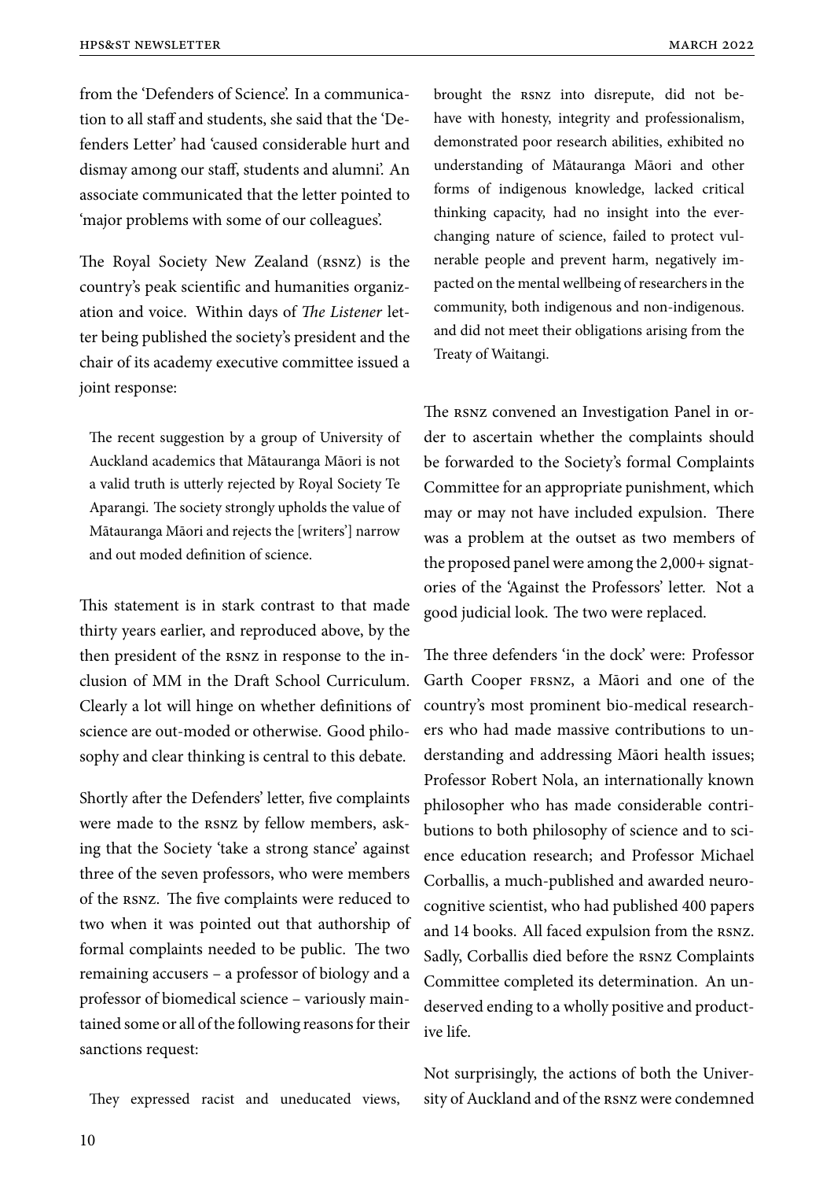from the 'Defenders of Science'. In a communication to all staff and students, she said that the 'Defenders Letter' had 'caused considerable hurt and dismay among our staff, students and alumni'. An associate communicated that the letter pointed to 'major problems with some of our colleagues'.

The Royal Society New Zealand (RSNZ) is the country's peak scientific and humanities organization and voice. Within days of *The Listener* letter being published the society's president and the chair of its academy executive committee issued a joint response:

> The recent suggestion by a group of University of Auckland academics that Mātauranga Māori is not a valid truth is utterly rejected by Royal Society Te Aparangi. The society strongly upholds the value of Mātauranga Māori and rejects the [writers'] narrow and out moded definition of science.

This statement is in stark contrast to that made thirty years earlier, and reproduced above, by the then president of the RSNZ in response to the inclusion of MM in the Draft School Curriculum. Clearly a lot will hinge on whether definitions of science are out-moded or otherwise. Good philosophy and clear thinking is central to this debate.

Shortly after the Defenders' letter, five complaints were made to the RSNZ by fellow members, asking that the Society 'take a strong stance' against three of the seven professors, who were members of the RSNZ. The five complaints were reduced to two when it was pointed out that authorship of formal complaints needed to be public. The two remaining accusers – a professor of biology and a professor of biomedical science – variously maintained some or all of the following reasons for their sanctions request:

> They expressed racist and uneducated views, brought the RSNZ into disrepute, did not behave with honesty, integrity and professionalism, demonstrated poor research abilities, exhibited no understanding of Mātauranga Māori and other forms of indigenous knowledge, lacked critical thinking capacity, had no insight into the ever-changing nature of science, failed to protect vulnerable people and prevent harm, negatively impacted on the mental wellbeing of researchers in the community, both indigenous and non-indigenous. and did not meet their obligations arising from the Treaty of Waitangi.

The RSNZ convened an Investigation Panel in order to ascertain whether the complaints should be forwarded to the Society's formal Complaints Committee for an appropriate punishment, which may or may not have included expulsion. There was a problem at the outset as two members of the proposed panel were among the 2,000+ signatories of the 'Against the Professors' letter. Not a good judicial look. The two were replaced.

The three defenders 'in the dock' were: Professor Garth Cooper FRSNZ, a Māori and one of the country's most prominent bio-medical researchers who had made massive contributions to understanding and addressing Māori health issues; Professor Robert Nola, an internationally known philosopher who has made considerable contributions to both philosophy of science and to science education research; and Professor Michael Corballis, a much-published and awarded neurocognitive scientist, who had published 400 papers and 14 books. All faced expulsion from the RSNZ. Sadly, Corballis died before the RSNZ Complaints Committee completed its determination. An undeserved ending to a wholly positive and productive life.

Not surprisingly, the actions of both the University of Auckland and of the RSNZ were condemned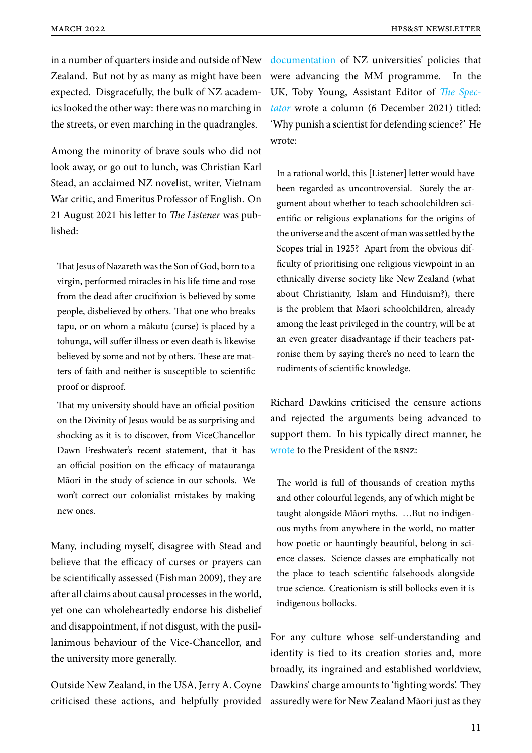in a number of quarters inside and outside of New Zealand. But not by as many as might have been expected. Disgracefully, the bulk of NZ academics looked the other way: there was no marching in the streets, or even marching in the quadrangles.

Among the minority of brave souls who did not look away, or go out to lunch, was Christian Karl Stead, an acclaimed NZ novelist, writer, Vietnam War critic, and Emeritus Professor of English. On 21 August 2021 his letter to *The Listener* was published:

> That Jesus of Nazareth was the Son of God, born to a virgin, performed miracles in his life time and rose from the dead after crucifixion is believed by some people, disbelieved by others. That one who breaks tapu, or on whom a mākutu (curse) is placed by a tohunga, will suffer illness or even death is likewise believed by some and not by others. These are matters of faith and neither is susceptible to scientific proof or disproof.
>
> That my university should have an official position on the Divinity of Jesus would be as surprising and shocking as it is to discover, from ViceChancellor Dawn Freshwater's recent statement, that it has an official position on the efficacy of matauranga Māori in the study of science in our schools. We won't correct our colonialist mistakes by making new ones.

Many, including myself, disagree with Stead and believe that the efficacy of curses or prayers can be scientifically assessed (Fishman 2009), they are after all claims about causal processes in the world, yet one can wholeheartedly endorse his disbelief and disappointment, if not disgust, with the pusillanimous behaviour of the Vice-Chancellor, and the university more generally.

Outside New Zealand, in the USA, Jerry A. Coyne criticised these actions, and helpfully provided documentation of NZ universities' policies that were advancing the MM programme. In the UK, Toby Young, Assistant Editor of *The Spectator* wrote a column (6 December 2021) titled: 'Why punish a scientist for defending science?' He wrote:

> In a rational world, this [Listener] letter would have been regarded as uncontroversial. Surely the argument about whether to teach schoolchildren scientific or religious explanations for the origins of the universe and the ascent of man was settled by the Scopes trial in 1925? Apart from the obvious difficulty of prioritising one religious viewpoint in an ethnically diverse society like New Zealand (what about Christianity, Islam and Hinduism?), there is the problem that Maori schoolchildren, already among the least privileged in the country, will be at an even greater disadvantage if their teachers patronise them by saying there's no need to learn the rudiments of scientific knowledge.

Richard Dawkins criticised the censure actions and rejected the arguments being advanced to support them. In his typically direct manner, he wrote to the President of the RSNZ:

> The world is full of thousands of creation myths and other colourful legends, any of which might be taught alongside Māori myths. …But no indigenous myths from anywhere in the world, no matter how poetic or hauntingly beautiful, belong in science classes. Science classes are emphatically not the place to teach scientific falsehoods alongside true science. Creationism is still bollocks even it is indigenous bollocks.

For any culture whose self-understanding and identity is tied to its creation stories and, more broadly, its ingrained and established worldview, Dawkins' charge amounts to 'fighting words'. They assuredly were for New Zealand Māori just as they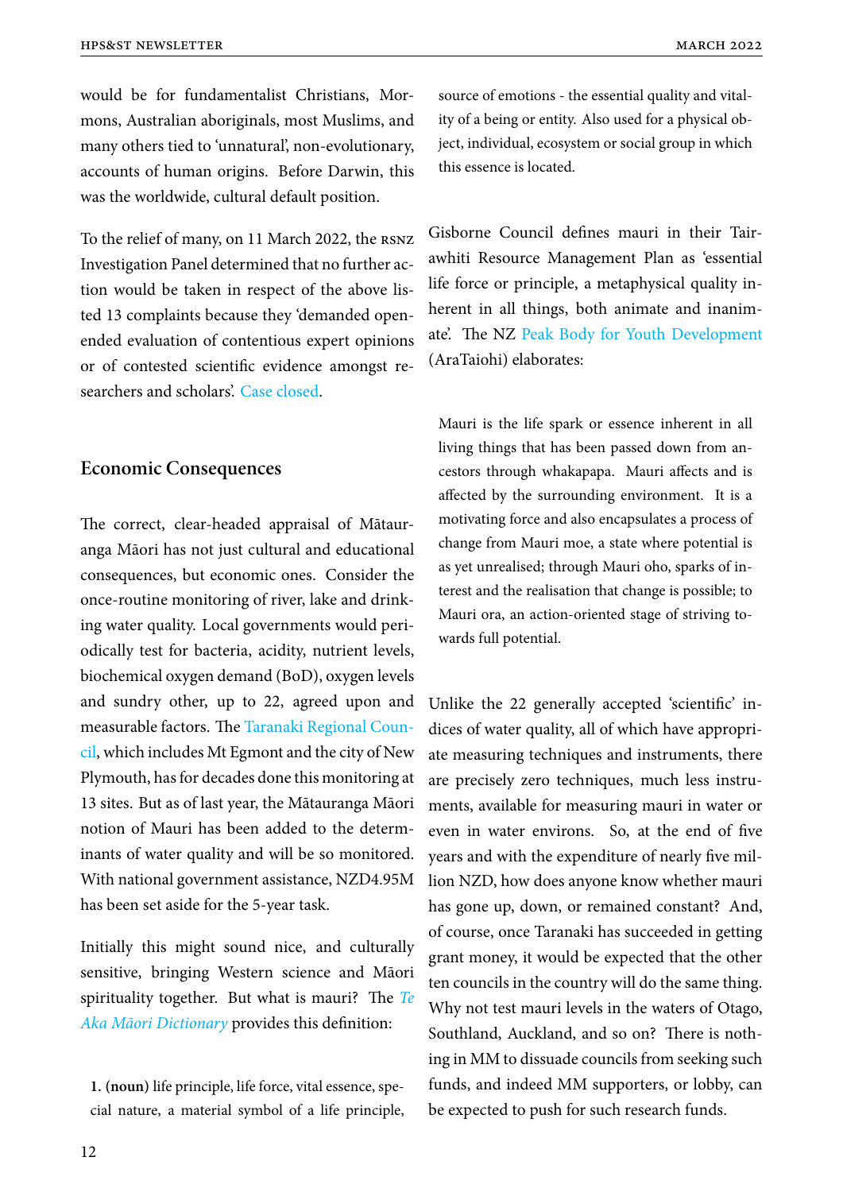would be for fundamentalist Christians, Mormons, Australian aboriginals, most Muslims, and many others tied to 'unnatural', non-evolutionary, accounts of human origins. Before Darwin, this was the worldwide, cultural default position.

To the relief of many, on 11 March 2022, the RSNZ Investigation Panel determined that no further action would be taken in respect of the above listed 13 complaints because they 'demanded open-ended evaluation of contentious expert opinions or of contested scientific evidence amongst researchers and scholars'. Case closed.

## Economic Consequences

The correct, clear-headed appraisal of Mātauranga Māori has not just cultural and educational consequences, but economic ones. Consider the once-routine monitoring of river, lake and drinking water quality. Local governments would periodically test for bacteria, acidity, nutrient levels, biochemical oxygen demand (BoD), oxygen levels and sundry other, up to 22, agreed upon and measurable factors. The Taranaki Regional Council, which includes Mt Egmont and the city of New Plymouth, has for decades done this monitoring at 13 sites. But as of last year, the Mātauranga Māori notion of Mauri has been added to the determinants of water quality and will be so monitored. With national government assistance, NZD4.95M has been set aside for the 5-year task.

Initially this might sound nice, and culturally sensitive, bringing Western science and Māori spirituality together. But what is mauri? The *Te Aka Māori Dictionary* provides this definition:

> **1. (noun)** life principle, life force, vital essence, special nature, a material symbol of a life principle, source of emotions - the essential quality and vitality of a being or entity. Also used for a physical object, individual, ecosystem or social group in which this essence is located.

Gisborne Council defines mauri in their Tairawhiti Resource Management Plan as 'essential life force or principle, a metaphysical quality inherent in all things, both animate and inanimate'. The NZ Peak Body for Youth Development (AraTaiohi) elaborates:

> Mauri is the life spark or essence inherent in all living things that has been passed down from ancestors through whakapapa. Mauri affects and is affected by the surrounding environment. It is a motivating force and also encapsulates a process of change from Mauri moe, a state where potential is as yet unrealised; through Mauri oho, sparks of interest and the realisation that change is possible; to Mauri ora, an action-oriented stage of striving towards full potential.

Unlike the 22 generally accepted 'scientific' indices of water quality, all of which have appropriate measuring techniques and instruments, there are precisely zero techniques, much less instruments, available for measuring mauri in water or even in water environs. So, at the end of five years and with the expenditure of nearly five million NZD, how does anyone know whether mauri has gone up, down, or remained constant? And, of course, once Taranaki has succeeded in getting grant money, it would be expected that the other ten councils in the country will do the same thing. Why not test mauri levels in the waters of Otago, Southland, Auckland, and so on? There is nothing in MM to dissuade councils from seeking such funds, and indeed MM supporters, or lobby, can be expected to push for such research funds.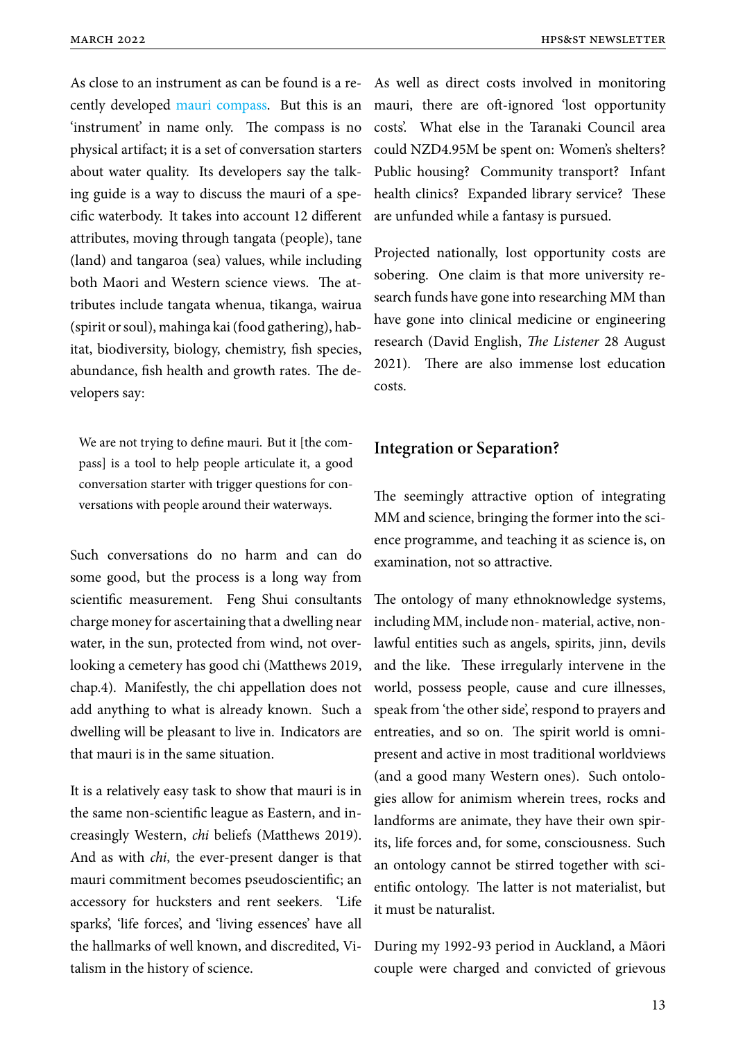As close to an instrument as can be found is a recently developed mauri compass. But this is an 'instrument' in name only. The compass is no physical artifact; it is a set of conversation starters about water quality. Its developers say the talking guide is a way to discuss the mauri of a specific waterbody. It takes into account 12 different attributes, moving through tangata (people), tane (land) and tangaroa (sea) values, while including both Maori and Western science views. The attributes include tangata whenua, tikanga, wairua (spirit or soul), mahinga kai (food gathering), habitat, biodiversity, biology, chemistry, fish species, abundance, fish health and growth rates. The developers say:

> We are not trying to define mauri. But it [the compass] is a tool to help people articulate it, a good conversation starter with trigger questions for conversations with people around their waterways.

Such conversations do no harm and can do some good, but the process is a long way from scientific measurement. Feng Shui consultants charge money for ascertaining that a dwelling near water, in the sun, protected from wind, not overlooking a cemetery has good chi (Matthews 2019, chap.4). Manifestly, the chi appellation does not add anything to what is already known. Such a dwelling will be pleasant to live in. Indicators are that mauri is in the same situation.

It is a relatively easy task to show that mauri is in the same non-scientific league as Eastern, and increasingly Western, *chi* beliefs (Matthews 2019). And as with *chi*, the ever-present danger is that mauri commitment becomes pseudoscientific; an accessory for hucksters and rent seekers. 'Life sparks', 'life forces', and 'living essences' have all the hallmarks of well known, and discredited, Vitalism in the history of science.

As well as direct costs involved in monitoring mauri, there are oft-ignored 'lost opportunity costs'. What else in the Taranaki Council area could NZD4.95M be spent on: Women's shelters? Public housing? Community transport? Infant health clinics? Expanded library service? These are unfunded while a fantasy is pursued.

Projected nationally, lost opportunity costs are sobering. One claim is that more university research funds have gone into researching MM than have gone into clinical medicine or engineering research (David English, *The Listener* 28 August 2021). There are also immense lost education costs.

## Integration or Separation?

The seemingly attractive option of integrating MM and science, bringing the former into the science programme, and teaching it as science is, on examination, not so attractive.

The ontology of many ethnoknowledge systems, including MM, include non- material, active, non-lawful entities such as angels, spirits, jinn, devils and the like. These irregularly intervene in the world, possess people, cause and cure illnesses, speak from 'the other side', respond to prayers and entreaties, and so on. The spirit world is omnipresent and active in most traditional worldviews (and a good many Western ones). Such ontologies allow for animism wherein trees, rocks and landforms are animate, they have their own spirits, life forces and, for some, consciousness. Such an ontology cannot be stirred together with scientific ontology. The latter is not materialist, but it must be naturalist.

During my 1992-93 period in Auckland, a Māori couple were charged and convicted of grievous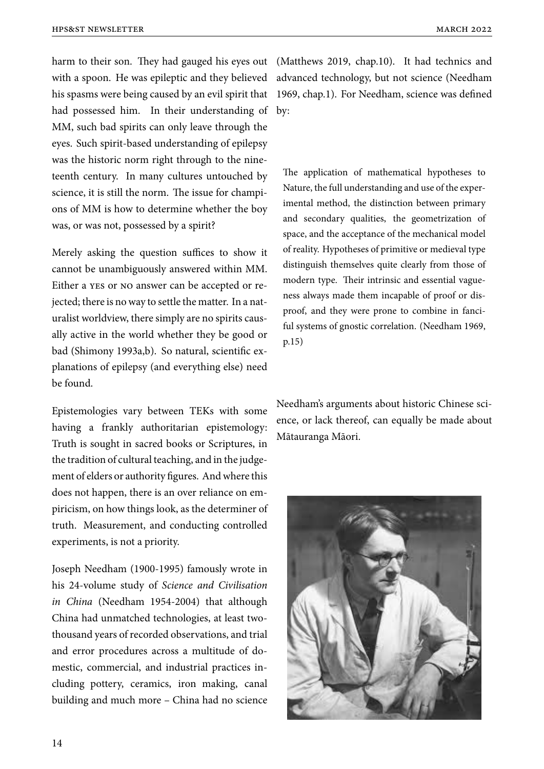harm to their son. They had gauged his eyes out with a spoon. He was epileptic and they believed his spasms were being caused by an evil spirit that had possessed him. In their understanding of MM, such bad spirits can only leave through the eyes. Such spirit-based understanding of epilepsy was the historic norm right through to the nineteenth century. In many cultures untouched by science, it is still the norm. The issue for champions of MM is how to determine whether the boy was, or was not, possessed by a spirit?

Merely asking the question suffices to show it cannot be unambiguously answered within MM. Either a YES or NO answer can be accepted or rejected; there is no way to settle the matter. In a naturalist worldview, there simply are no spirits causally active in the world whether they be good or bad (Shimony 1993a,b). So natural, scientific explanations of epilepsy (and everything else) need be found.

Epistemologies vary between TEKs with some having a frankly authoritarian epistemology: Truth is sought in sacred books or Scriptures, in the tradition of cultural teaching, and in the judgement of elders or authority figures. And where this does not happen, there is an over reliance on empiricism, on how things look, as the determiner of truth. Measurement, and conducting controlled experiments, is not a priority.

Joseph Needham (1900-1995) famously wrote in his 24-volume study of *Science and Civilisation in China* (Needham 1954-2004) that although China had unmatched technologies, at least two-thousand years of recorded observations, and trial and error procedures across a multitude of domestic, commercial, and industrial practices including pottery, ceramics, iron making, canal building and much more – China had no science (Matthews 2019, chap.10). It had technics and advanced technology, but not science (Needham 1969, chap.1). For Needham, science was defined by:

> The application of mathematical hypotheses to Nature, the full understanding and use of the experimental method, the distinction between primary and secondary qualities, the geometrization of space, and the acceptance of the mechanical model of reality. Hypotheses of primitive or medieval type distinguish themselves quite clearly from those of modern type. Their intrinsic and essential vagueness always made them incapable of proof or disproof, and they were prone to combine in fanciful systems of gnostic correlation. (Needham 1969, p.15)

Needham's arguments about historic Chinese science, or lack thereof, can equally be made about Mātauranga Māori.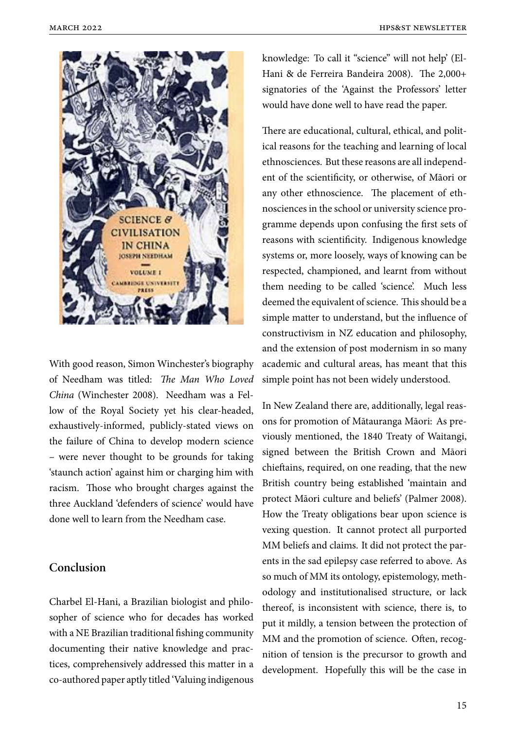With good reason, Simon Winchester's biography of Needham was titled: *The Man Who Loved China* (Winchester 2008). Needham was a Fellow of the Royal Society yet his clear-headed, exhaustively-informed, publicly-stated views on the failure of China to develop modern science – were never thought to be grounds for taking 'staunch action' against him or charging him with racism. Those who brought charges against the three Auckland 'defenders of science' would have done well to learn from the Needham case.

## Conclusion

Charbel El-Hani, a Brazilian biologist and philosopher of science who for decades has worked with a NE Brazilian traditional fishing community documenting their native knowledge and practices, comprehensively addressed this matter in a co-authored paper aptly titled 'Valuing indigenous knowledge: To call it "science" will not help' (El-Hani & de Ferreira Bandeira 2008). The 2,000+ signatories of the 'Against the Professors' letter would have done well to have read the paper.

There are educational, cultural, ethical, and political reasons for the teaching and learning of local ethnosciences. But these reasons are all independent of the scientificity, or otherwise, of Māori or any other ethnoscience. The placement of ethnosciences in the school or university science programme depends upon confusing the first sets of reasons with scientificity. Indigenous knowledge systems or, more loosely, ways of knowing can be respected, championed, and learnt from without them needing to be called 'science'. Much less deemed the equivalent of science. This should be a simple matter to understand, but the influence of constructivism in NZ education and philosophy, and the extension of post modernism in so many academic and cultural areas, has meant that this simple point has not been widely understood.

In New Zealand there are, additionally, legal reasons for promotion of Mātauranga Māori: As previously mentioned, the 1840 Treaty of Waitangi, signed between the British Crown and Māori chieftains, required, on one reading, that the new British country being established 'maintain and protect Māori culture and beliefs' (Palmer 2008). How the Treaty obligations bear upon science is vexing question. It cannot protect all purported MM beliefs and claims. It did not protect the parents in the sad epilepsy case referred to above. As so much of MM its ontology, epistemology, methodology and institutionalised structure, or lack thereof, is inconsistent with science, there is, to put it mildly, a tension between the protection of MM and the promotion of science. Often, recognition of tension is the precursor to growth and development. Hopefully this will be the case in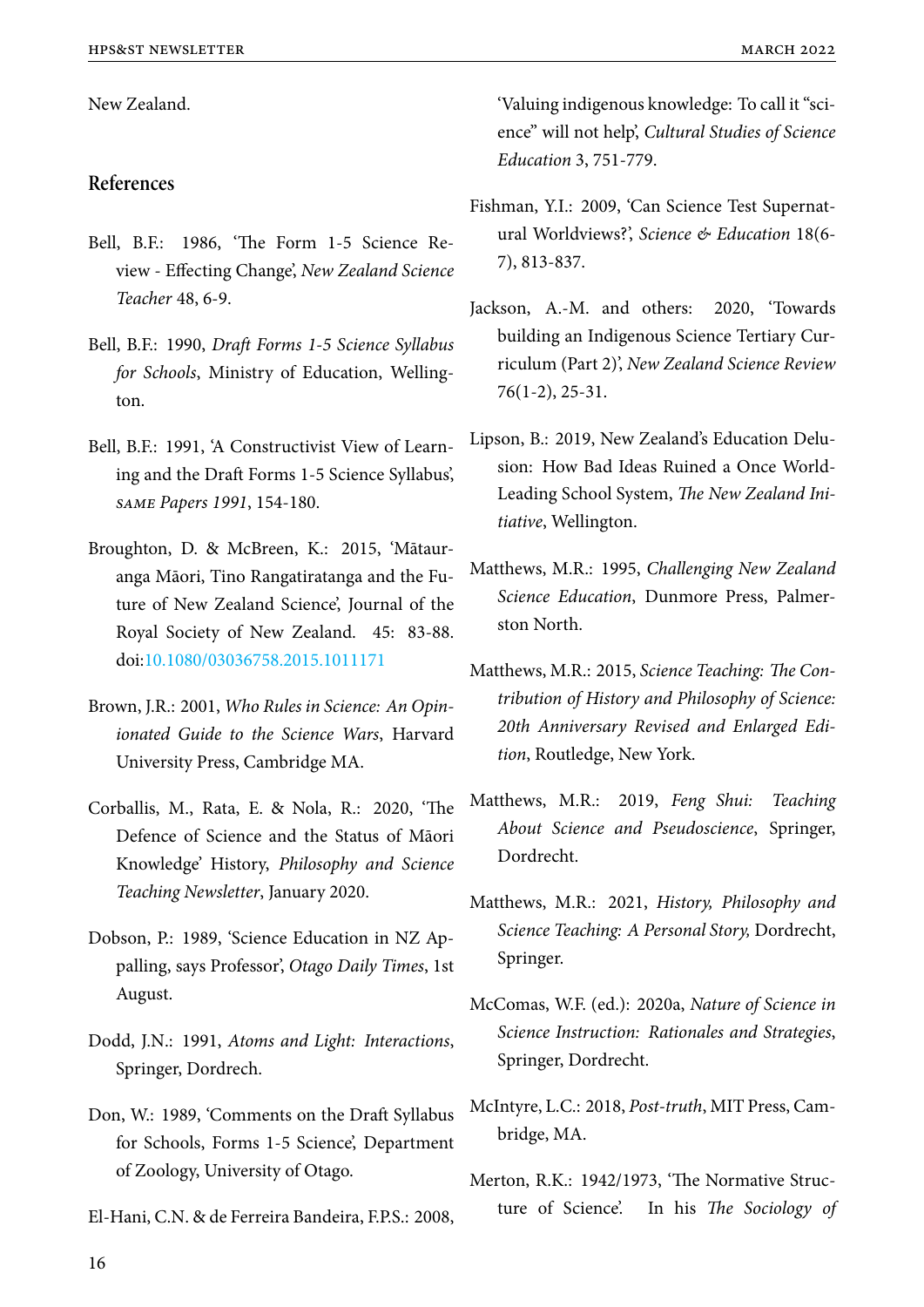New Zealand.

## References

Bell, B.F.: 1986, 'The Form 1-5 Science Review - Effecting Change', *New Zealand Science Teacher* 48, 6-9.

Bell, B.F.: 1990, *Draft Forms 1-5 Science Syllabus for Schools*, Ministry of Education, Wellington.

Bell, B.F.: 1991, 'A Constructivist View of Learning and the Draft Forms 1-5 Science Syllabus', *SAME Papers 1991*, 154-180.

Broughton, D. & McBreen, K.: 2015, 'Mātauranga Māori, Tino Rangatiratanga and the Future of New Zealand Science', Journal of the Royal Society of New Zealand. 45: 83-88. doi:10.1080/03036758.2015.1011171

Brown, J.R.: 2001, *Who Rules in Science: An Opinionated Guide to the Science Wars*, Harvard University Press, Cambridge MA.

Corballis, M., Rata, E. & Nola, R.: 2020, 'The Defence of Science and the Status of Māori Knowledge' History, *Philosophy and Science Teaching Newsletter*, January 2020.

Dobson, P.: 1989, 'Science Education in NZ Appalling, says Professor', *Otago Daily Times*, 1st August.

Dodd, J.N.: 1991, *Atoms and Light: Interactions*, Springer, Dordrech.

Don, W.: 1989, 'Comments on the Draft Syllabus for Schools, Forms 1-5 Science', Department of Zoology, University of Otago.

El-Hani, C.N. & de Ferreira Bandeira, F.P.S.: 2008, 'Valuing indigenous knowledge: To call it "science" will not help', *Cultural Studies of Science Education* 3, 751-779.

Fishman, Y.I.: 2009, 'Can Science Test Supernatural Worldviews?', *Science & Education* 18(6-7), 813-837.

Jackson, A.-M. and others: 2020, 'Towards building an Indigenous Science Tertiary Curriculum (Part 2)', *New Zealand Science Review* 76(1-2), 25-31.

Lipson, B.: 2019, New Zealand's Education Delusion: How Bad Ideas Ruined a Once World-Leading School System, *The New Zealand Initiative*, Wellington.

Matthews, M.R.: 1995, *Challenging New Zealand Science Education*, Dunmore Press, Palmerston North.

Matthews, M.R.: 2015, *Science Teaching: The Contribution of History and Philosophy of Science: 20th Anniversary Revised and Enlarged Edition*, Routledge, New York.

Matthews, M.R.: 2019, *Feng Shui: Teaching About Science and Pseudoscience*, Springer, Dordrecht.

Matthews, M.R.: 2021, *History, Philosophy and Science Teaching: A Personal Story,* Dordrecht, Springer.

McComas, W.F. (ed.): 2020a, *Nature of Science in Science Instruction: Rationales and Strategies*, Springer, Dordrecht.

McIntyre, L.C.: 2018, *Post-truth*, MIT Press, Cambridge, MA.

Merton, R.K.: 1942/1973, 'The Normative Structure of Science'. In his *The Sociology of*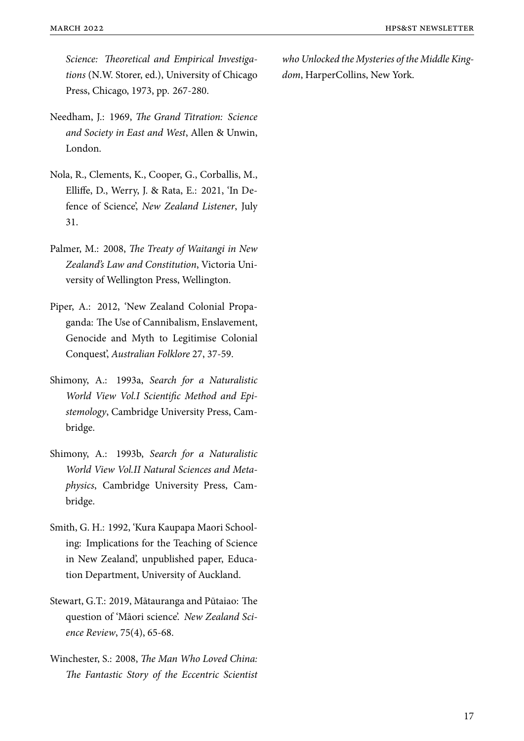*Science: Theoretical and Empirical Investigations* (N.W. Storer, ed.), University of Chicago Press, Chicago, 1973, pp. 267-280.

Needham, J.: 1969, *The Grand Titration: Science and Society in East and West*, Allen & Unwin, London.

Nola, R., Clements, K., Cooper, G., Corballis, M., Elliffe, D., Werry, J. & Rata, E.: 2021, 'In Defence of Science', *New Zealand Listener*, July 31.

Palmer, M.: 2008, *The Treaty of Waitangi in New Zealand's Law and Constitution*, Victoria University of Wellington Press, Wellington.

Piper, A.: 2012, 'New Zealand Colonial Propaganda: The Use of Cannibalism, Enslavement, Genocide and Myth to Legitimise Colonial Conquest', *Australian Folklore* 27, 37-59.

Shimony, A.: 1993a, *Search for a Naturalistic World View Vol.I Scientific Method and Epistemology*, Cambridge University Press, Cambridge.

Shimony, A.: 1993b, *Search for a Naturalistic World View Vol.II Natural Sciences and Metaphysics*, Cambridge University Press, Cambridge.

Smith, G. H.: 1992, 'Kura Kaupapa Maori Schooling: Implications for the Teaching of Science in New Zealand', unpublished paper, Education Department, University of Auckland.

Stewart, G.T.: 2019, Mātauranga and Pūtaiao: The question of 'Māori science'. *New Zealand Science Review*, 75(4), 65-68.

Winchester, S.: 2008, *The Man Who Loved China: The Fantastic Story of the Eccentric Scientist who Unlocked the Mysteries of the Middle Kingdom*, HarperCollins, New York.